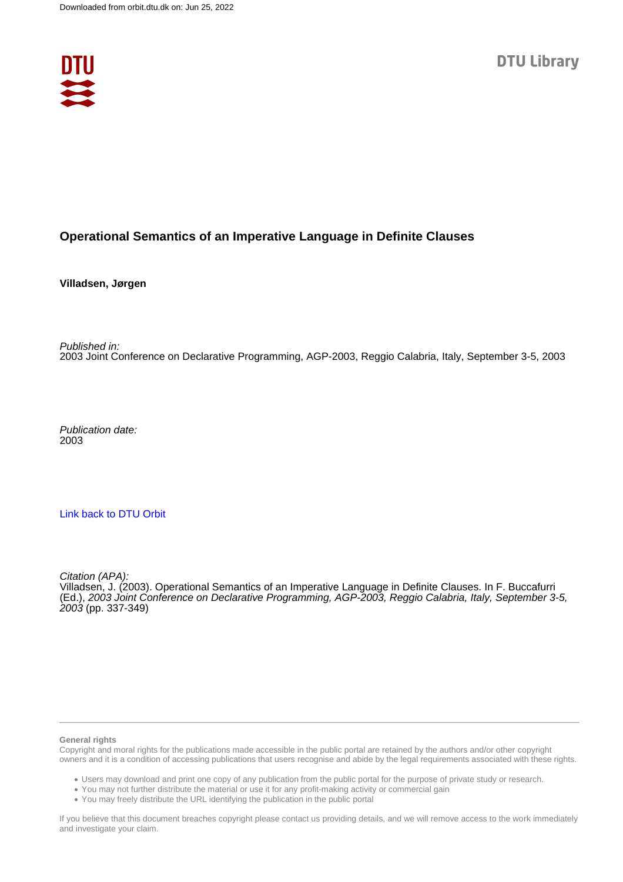Downloaded from orbit.dtu.dk on: Jun 25, 2022

DTU Library

# Operational Semantics of an Imperative Language in Definite Clauses

**Villadsen, Jørgen**

*Published in:*
2003 Joint Conference on Declarative Programming, AGP-2003, Reggio Calabria, Italy, September 3-5, 2003

*Publication date:*
2003

[Link back to DTU Orbit](#)

*Citation (APA):*
Villadsen, J. (2003). Operational Semantics of an Imperative Language in Definite Clauses. In F. Buccafurri (Ed.), *2003 Joint Conference on Declarative Programming, AGP-2003, Reggio Calabria, Italy, September 3-5, 2003* (pp. 337-349)

**General rights**
Copyright and moral rights for the publications made accessible in the public portal are retained by the authors and/or other copyright owners and it is a condition of accessing publications that users recognise and abide by the legal requirements associated with these rights.

- Users may download and print one copy of any publication from the public portal for the purpose of private study or research.
- You may not further distribute the material or use it for any profit-making activity or commercial gain
- You may freely distribute the URL identifying the publication in the public portal

If you believe that this document breaches copyright please contact us providing details, and we will remove access to the work immediately and investigate your claim.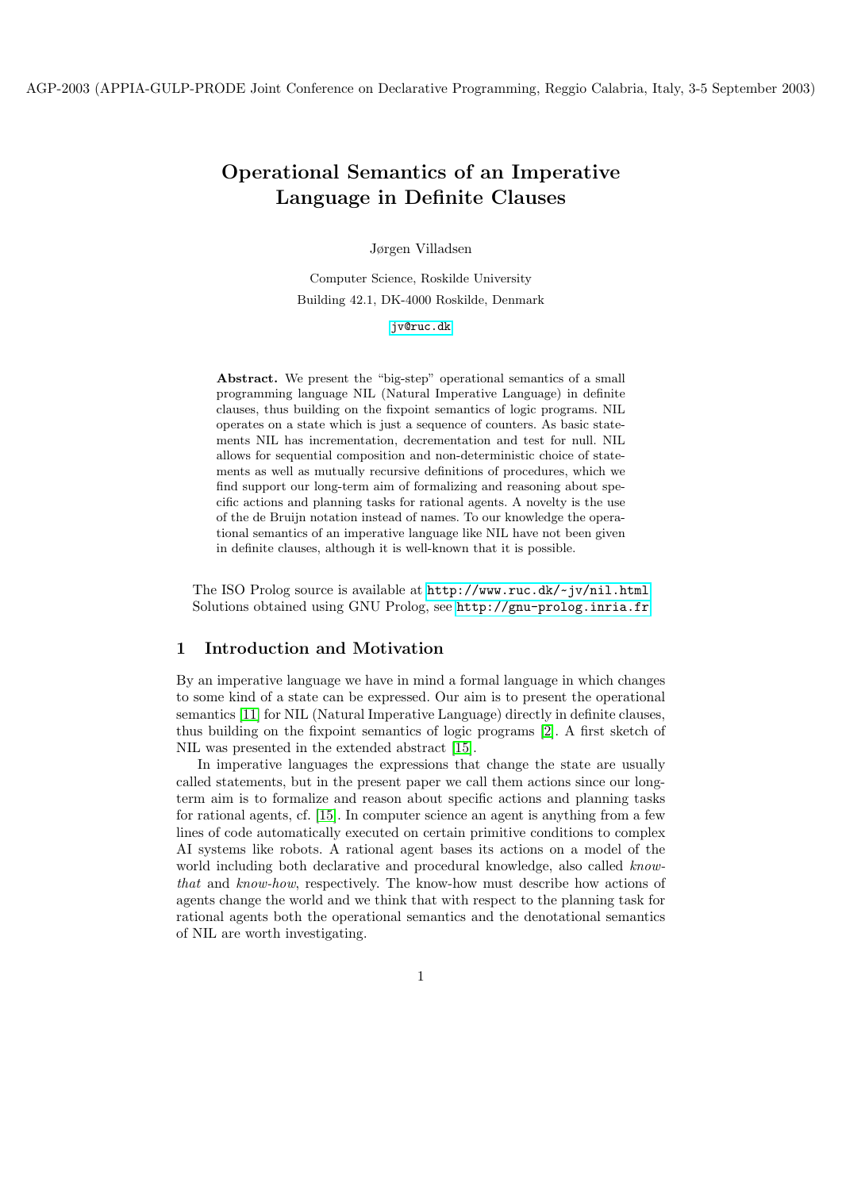AGP-2003 (APPIA-GULP-PRODE Joint Conference on Declarative Programming, Reggio Calabria, Italy, 3-5 September 2003)

# Operational Semantics of an Imperative Language in Definite Clauses

Jørgen Villadsen

Computer Science, Roskilde University
Building 42.1, DK-4000 Roskilde, Denmark

jv@ruc.dk

**Abstract.** We present the "big-step" operational semantics of a small programming language NIL (Natural Imperative Language) in definite clauses, thus building on the fixpoint semantics of logic programs. NIL operates on a state which is just a sequence of counters. As basic statements NIL has incrementation, decrementation and test for null. NIL allows for sequential composition and non-deterministic choice of statements as well as mutually recursive definitions of procedures, which we find support our long-term aim of formalizing and reasoning about specific actions and planning tasks for rational agents. A novelty is the use of the de Bruijn notation instead of names. To our knowledge the operational semantics of an imperative language like NIL have not been given in definite clauses, although it is well-known that it is possible.

The ISO Prolog source is available at http://www.ruc.dk/~jv/nil.html
Solutions obtained using GNU Prolog, see http://gnu-prolog.inria.fr

## 1 Introduction and Motivation

By an imperative language we have in mind a formal language in which changes to some kind of a state can be expressed. Our aim is to present the operational semantics [11] for NIL (Natural Imperative Language) directly in definite clauses, thus building on the fixpoint semantics of logic programs [2]. A first sketch of NIL was presented in the extended abstract [15].

In imperative languages the expressions that change the state are usually called statements, but in the present paper we call them actions since our long-term aim is to formalize and reason about specific actions and planning tasks for rational agents, cf. [15]. In computer science an agent is anything from a few lines of code automatically executed on certain primitive conditions to complex AI systems like robots. A rational agent bases its actions on a model of the world including both declarative and procedural knowledge, also called *know-that* and *know-how*, respectively. The know-how must describe how actions of agents change the world and we think that with respect to the planning task for rational agents both the operational semantics and the denotational semantics of NIL are worth investigating.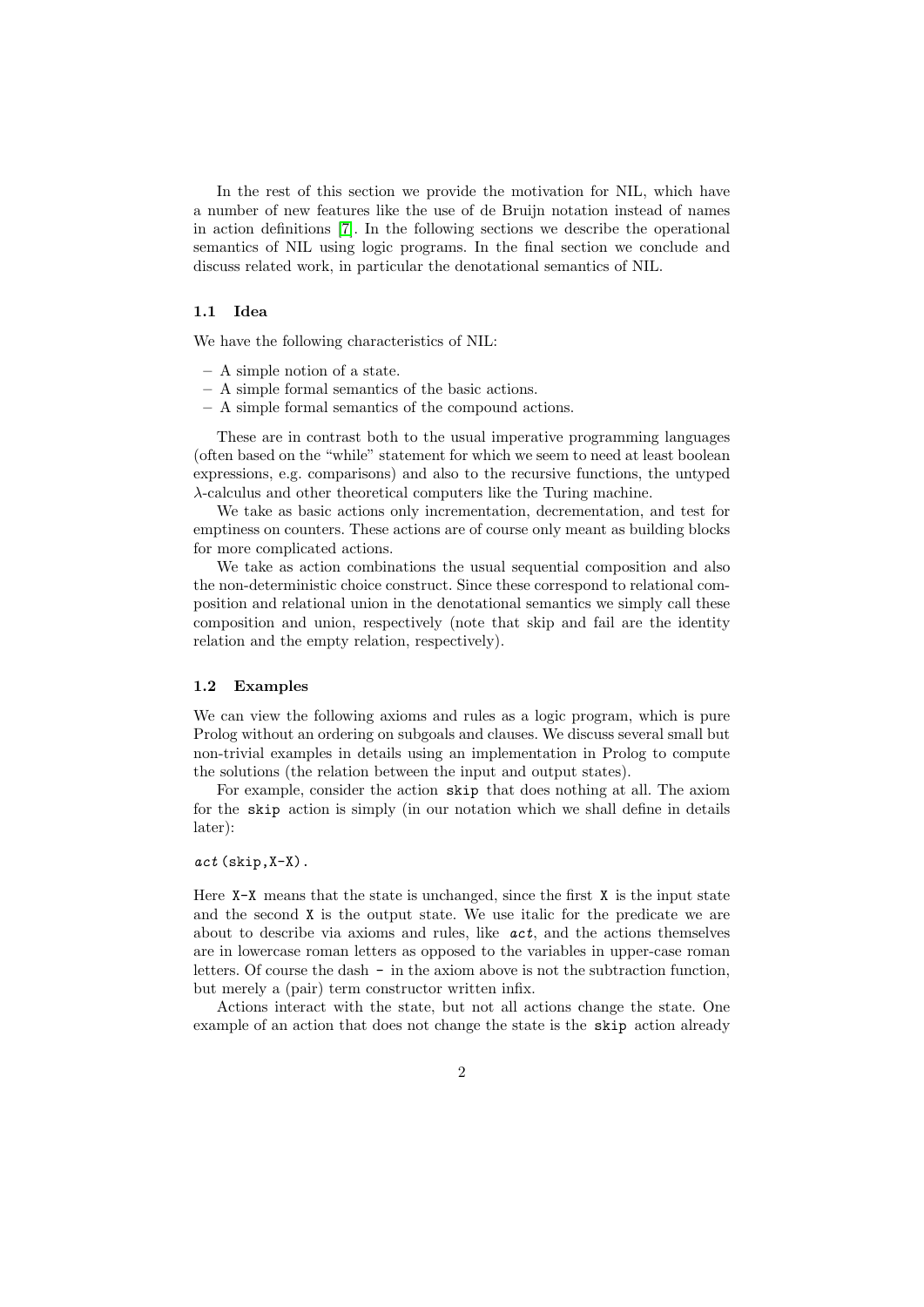In the rest of this section we provide the motivation for NIL, which have a number of new features like the use of de Bruijn notation instead of names in action definitions [7]. In the following sections we describe the operational semantics of NIL using logic programs. In the final section we conclude and discuss related work, in particular the denotational semantics of NIL.

### 1.1 Idea

We have the following characteristics of NIL:

- A simple notion of a state.
- A simple formal semantics of the basic actions.
- A simple formal semantics of the compound actions.

These are in contrast both to the usual imperative programming languages (often based on the "while" statement for which we seem to need at least boolean expressions, e.g. comparisons) and also to the recursive functions, the untyped $\lambda$-calculus and other theoretical computers like the Turing machine.

We take as basic actions only incrementation, decrementation, and test for emptiness on counters. These actions are of course only meant as building blocks for more complicated actions.

We take as action combinations the usual sequential composition and also the non-deterministic choice construct. Since these correspond to relational composition and relational union in the denotational semantics we simply call these composition and union, respectively (note that skip and fail are the identity relation and the empty relation, respectively).

### 1.2 Examples

We can view the following axioms and rules as a logic program, which is pure Prolog without an ordering on subgoals and clauses. We discuss several small but non-trivial examples in details using an implementation in Prolog to compute the solutions (the relation between the input and output states).

For example, consider the action `skip` that does nothing at all. The axiom for the `skip` action is simply (in our notation which we shall define in details later):

```
act(skip,X-X).
```

Here `X-X` means that the state is unchanged, since the first `X` is the input state and the second `X` is the output state. We use italic for the predicate we are about to describe via axioms and rules, like *act*, and the actions themselves are in lowercase roman letters as opposed to the variables in upper-case roman letters. Of course the dash `-` in the axiom above is not the subtraction function, but merely a (pair) term constructor written infix.

Actions interact with the state, but not all actions change the state. One example of an action that does not change the state is the `skip` action already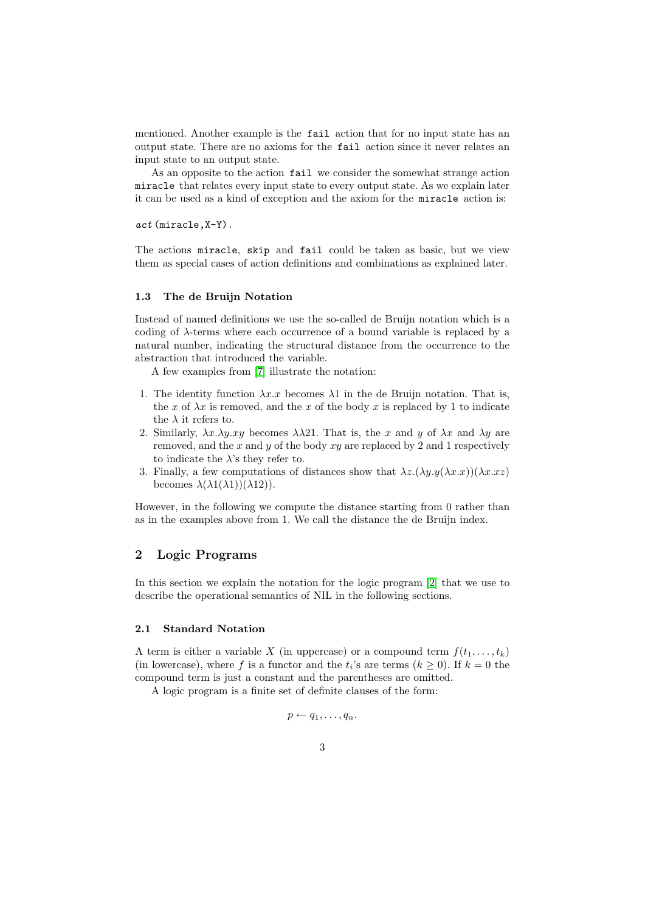mentioned. Another example is the `fail` action that for no input state has an output state. There are no axioms for the `fail` action since it never relates an input state to an output state.

As an opposite to the action `fail` we consider the somewhat strange action `miracle` that relates every input state to every output state. As we explain later it can be used as a kind of exception and the axiom for the `miracle` action is:

```
act(miracle,X-Y).
```

The actions `miracle`, `skip` and `fail` could be taken as basic, but we view them as special cases of action definitions and combinations as explained later.

### 1.3 The de Bruijn Notation

Instead of named definitions we use the so-called de Bruijn notation which is a coding of $\lambda$-terms where each occurrence of a bound variable is replaced by a natural number, indicating the structural distance from the occurrence to the abstraction that introduced the variable.

A few examples from [7] illustrate the notation:

1. The identity function $\lambda x.x$ becomes $\lambda 1$ in the de Bruijn notation. That is, the $x$ of $\lambda x$ is removed, and the $x$ of the body $x$ is replaced by 1 to indicate the $\lambda$ it refers to.
2. Similarly, $\lambda x.\lambda y.xy$ becomes $\lambda\lambda 21$. That is, the $x$ and $y$ of $\lambda x$ and $\lambda y$ are removed, and the $x$ and $y$ of the body $xy$ are replaced by 2 and 1 respectively to indicate the $\lambda$'s they refer to.
3. Finally, a few computations of distances show that $\lambda z.(\lambda y.y(\lambda x.x))(\lambda x.xz)$ becomes $\lambda(\lambda 1(\lambda 1))(\lambda 12))$.

However, in the following we compute the distance starting from 0 rather than as in the examples above from 1. We call the distance the de Bruijn index.

## 2 Logic Programs

In this section we explain the notation for the logic program [2] that we use to describe the operational semantics of NIL in the following sections.

### 2.1 Standard Notation

A term is either a variable $X$ (in uppercase) or a compound term $f(t_1, \ldots, t_k)$ (in lowercase), where $f$ is a functor and the $t_i$'s are terms ($k \geq 0$). If $k = 0$ the compound term is just a constant and the parentheses are omitted.

A logic program is a finite set of definite clauses of the form:

$$p \leftarrow q_1, \ldots, q_n.$$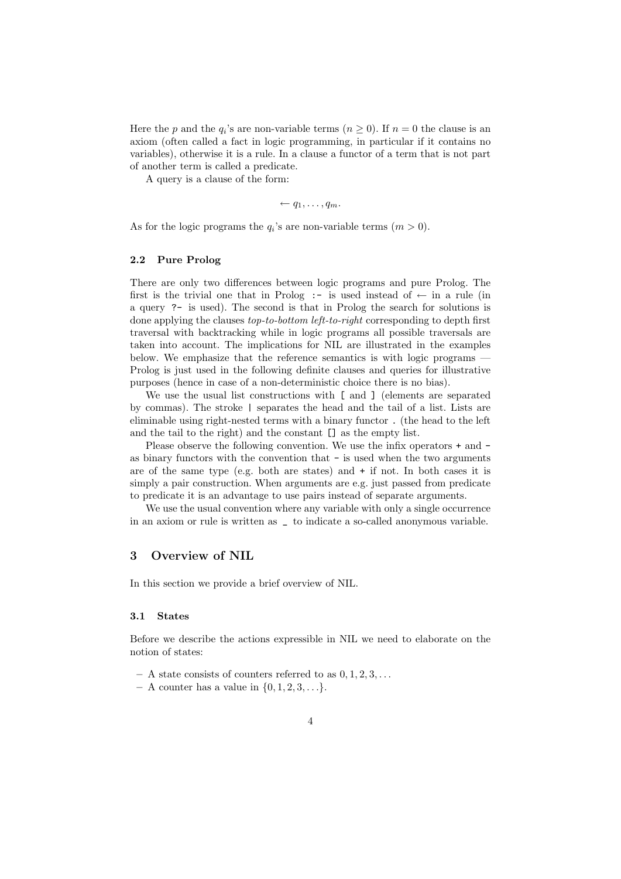Here the $p$ and the $q_i$'s are non-variable terms ($n \geq 0$). If $n = 0$ the clause is an axiom (often called a fact in logic programming, in particular if it contains no variables), otherwise it is a rule. In a clause a functor of a term that is not part of another term is called a predicate.

A query is a clause of the form:

$$\leftarrow q_1, \ldots, q_m.$$

As for the logic programs the $q_i$'s are non-variable terms ($m > 0$).

### 2.2 Pure Prolog

There are only two differences between logic programs and pure Prolog. The first is the trivial one that in Prolog `:-` is used instead of $\leftarrow$ in a rule (in a query `?-` is used). The second is that in Prolog the search for solutions is done applying the clauses *top-to-bottom left-to-right* corresponding to depth first traversal with backtracking while in logic programs all possible traversals are taken into account. The implications for NIL are illustrated in the examples below. We emphasize that the reference semantics is with logic programs — Prolog is just used in the following definite clauses and queries for illustrative purposes (hence in case of a non-deterministic choice there is no bias).

We use the usual list constructions with `[` and `]` (elements are separated by commas). The stroke `|` separates the head and the tail of a list. Lists are eliminable using right-nested terms with a binary functor `.` (the head to the left and the tail to the right) and the constant `[]` as the empty list.

Please observe the following convention. We use the infix operators `+` and `-` as binary functors with the convention that `-` is used when the two arguments are of the same type (e.g. both are states) and `+` if not. In both cases it is simply a pair construction. When arguments are e.g. just passed from predicate to predicate it is an advantage to use pairs instead of separate arguments.

We use the usual convention where any variable with only a single occurrence in an axiom or rule is written as `_` to indicate a so-called anonymous variable.

## 3 Overview of NIL

In this section we provide a brief overview of NIL.

### 3.1 States

Before we describe the actions expressible in NIL we need to elaborate on the notion of states:

- A state consists of counters referred to as $0, 1, 2, 3, \ldots$
- A counter has a value in $\{0, 1, 2, 3, \ldots\}$.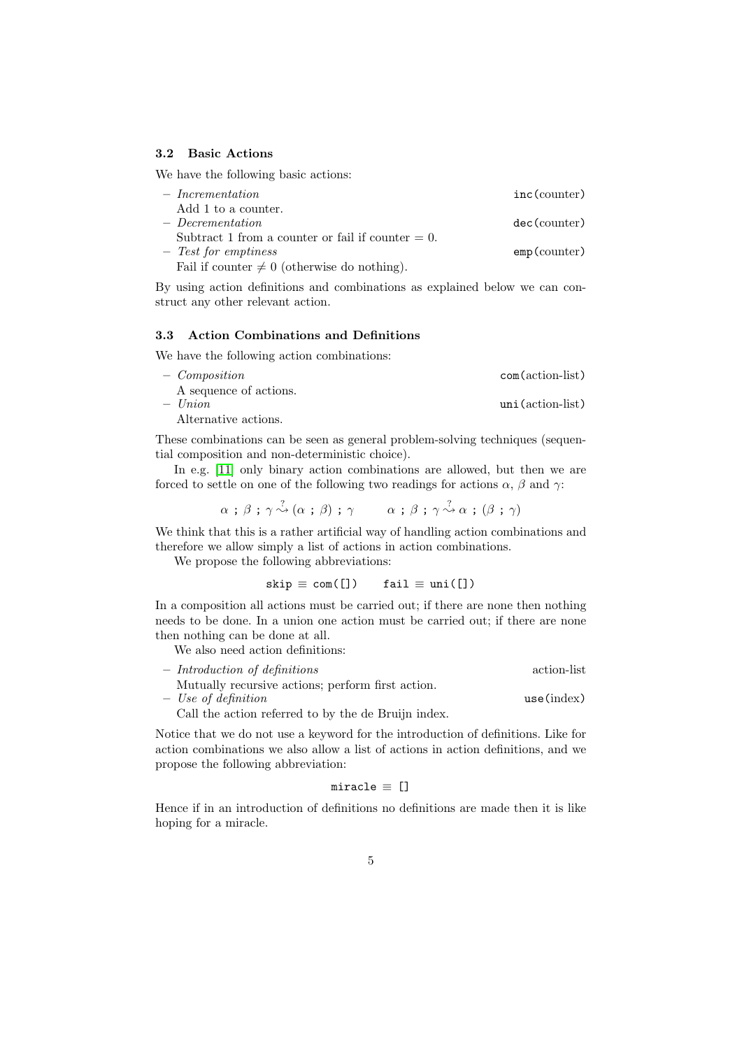### 3.2 Basic Actions

We have the following basic actions:

- *Incrementation* `inc`(counter)
  Add 1 to a counter.
- *Decrementation* `dec`(counter)
  Subtract 1 from a counter or fail if counter $= 0$.
- *Test for emptiness* `emp`(counter)
  Fail if counter $\neq 0$ (otherwise do nothing).

By using action definitions and combinations as explained below we can construct any other relevant action.

### 3.3 Action Combinations and Definitions

We have the following action combinations:

- *Composition* `com`(action-list)
  A sequence of actions.
- *Union* `uni`(action-list)
  Alternative actions.

These combinations can be seen as general problem-solving techniques (sequential composition and non-deterministic choice).

In e.g. [11] only binary action combinations are allowed, but then we are forced to settle on one of the following two readings for actions $\alpha$, $\beta$ and $\gamma$:

$$\alpha \texttt{ ; } \beta \texttt{ ; } \gamma \overset{?}{\rightsquigarrow} (\alpha \texttt{ ; } \beta) \texttt{ ; } \gamma \qquad \alpha \texttt{ ; } \beta \texttt{ ; } \gamma \overset{?}{\rightsquigarrow} \alpha \texttt{ ; } (\beta \texttt{ ; } \gamma)$$

We think that this is a rather artificial way of handling action combinations and therefore we allow simply a list of actions in action combinations.

We propose the following abbreviations:

$$\texttt{skip} \equiv \texttt{com([])} \qquad \texttt{fail} \equiv \texttt{uni([])}$$

In a composition all actions must be carried out; if there are none then nothing needs to be done. In a union one action must be carried out; if there are none then nothing can be done at all.

We also need action definitions:

- *Introduction of definitions* action-list
  Mutually recursive actions; perform first action.
- *Use of definition* `use`(index)
  Call the action referred to by the de Bruijn index.

Notice that we do not use a keyword for the introduction of definitions. Like for action combinations we also allow a list of actions in action definitions, and we propose the following abbreviation:

$$\texttt{miracle} \equiv \texttt{[]}$$

Hence if in an introduction of definitions no definitions are made then it is like hoping for a miracle.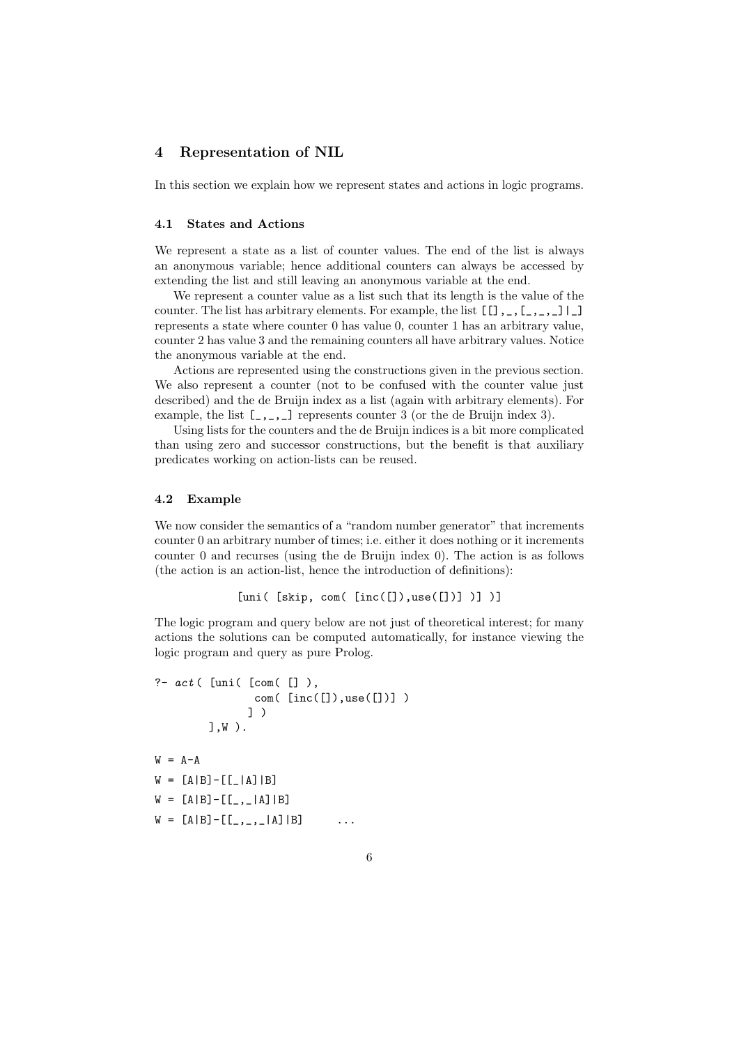## 4 Representation of NIL

In this section we explain how we represent states and actions in logic programs.

### 4.1 States and Actions

We represent a state as a list of counter values. The end of the list is always an anonymous variable; hence additional counters can always be accessed by extending the list and still leaving an anonymous variable at the end.

We represent a counter value as a list such that its length is the value of the counter. The list has arbitrary elements. For example, the list `[[],_,[_,_,_]|_]` represents a state where counter 0 has value 0, counter 1 has an arbitrary value, counter 2 has value 3 and the remaining counters all have arbitrary values. Notice the anonymous variable at the end.

Actions are represented using the constructions given in the previous section. We also represent a counter (not to be confused with the counter value just described) and the de Bruijn index as a list (again with arbitrary elements). For example, the list `[_,_,_]` represents counter 3 (or the de Bruijn index 3).

Using lists for the counters and the de Bruijn indices is a bit more complicated than using zero and successor constructions, but the benefit is that auxiliary predicates working on action-lists can be reused.

### 4.2 Example

We now consider the semantics of a "random number generator" that increments counter 0 an arbitrary number of times; i.e. either it does nothing or it increments counter 0 and recurses (using the de Bruijn index 0). The action is as follows (the action is an action-list, hence the introduction of definitions):

```
[uni( [skip, com( [inc([]),use([])] )] )]
```

The logic program and query below are not just of theoretical interest; for many actions the solutions can be computed automatically, for instance viewing the logic program and query as pure Prolog.

```
?- act( [uni( [com( [] ),
               com( [inc([]),use([])] )
              ] )
        ],W ).

W = A-A
W = [A|B]-[[_|A]|B]
W = [A|B]-[[_,_|A]|B]
W = [A|B]-[[_,_,_|A]|B]     ...
```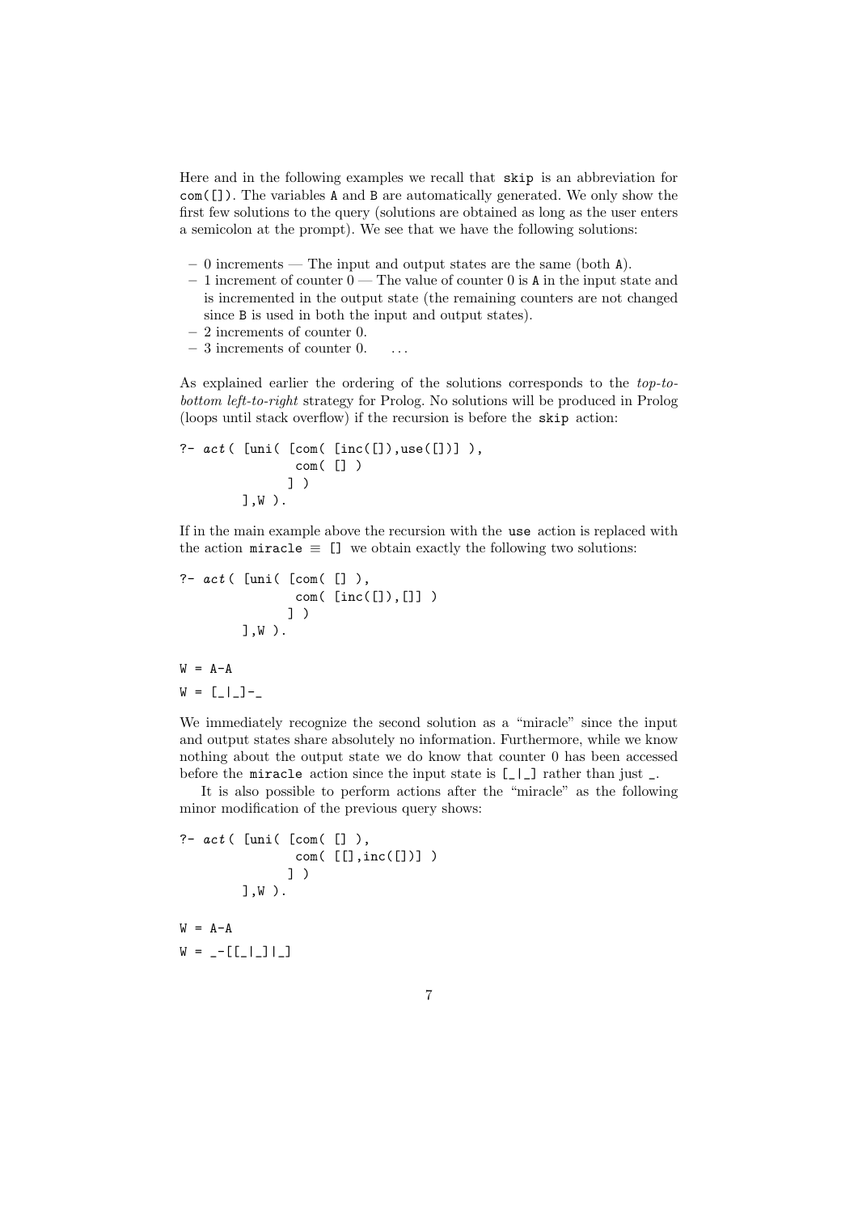Here and in the following examples we recall that `skip` is an abbreviation for `com([])`. The variables `A` and `B` are automatically generated. We only show the first few solutions to the query (solutions are obtained as long as the user enters a semicolon at the prompt). We see that we have the following solutions:

- 0 increments — The input and output states are the same (both `A`).
- 1 increment of counter 0 — The value of counter 0 is `A` in the input state and is incremented in the output state (the remaining counters are not changed since `B` is used in both the input and output states).
- 2 increments of counter 0.
- 3 increments of counter 0. ...

As explained earlier the ordering of the solutions corresponds to the *top-to-bottom left-to-right* strategy for Prolog. No solutions will be produced in Prolog (loops until stack overflow) if the recursion is before the `skip` action:

```
?- act( [uni( [com( [inc([]),use([])] ),
               com( [] )
              ] )
        ],W ).
```

If in the main example above the recursion with the `use` action is replaced with the action `miracle` $\equiv$ `[]` we obtain exactly the following two solutions:

```
?- act( [uni( [com( [] ),
               com( [inc([]),[]] )
              ] )
        ],W ).

W = A-A

W = [_|_]-_
```

We immediately recognize the second solution as a "miracle" since the input and output states share absolutely no information. Furthermore, while we know nothing about the output state we do know that counter 0 has been accessed before the `miracle` action since the input state is `[_|_]` rather than just `_`.

It is also possible to perform actions after the "miracle" as the following minor modification of the previous query shows:

```
?- act( [uni( [com( [] ),
               com( [[],inc([])] )
              ] )
        ],W ).

W = A-A

W = _-[[_|_]|_]
```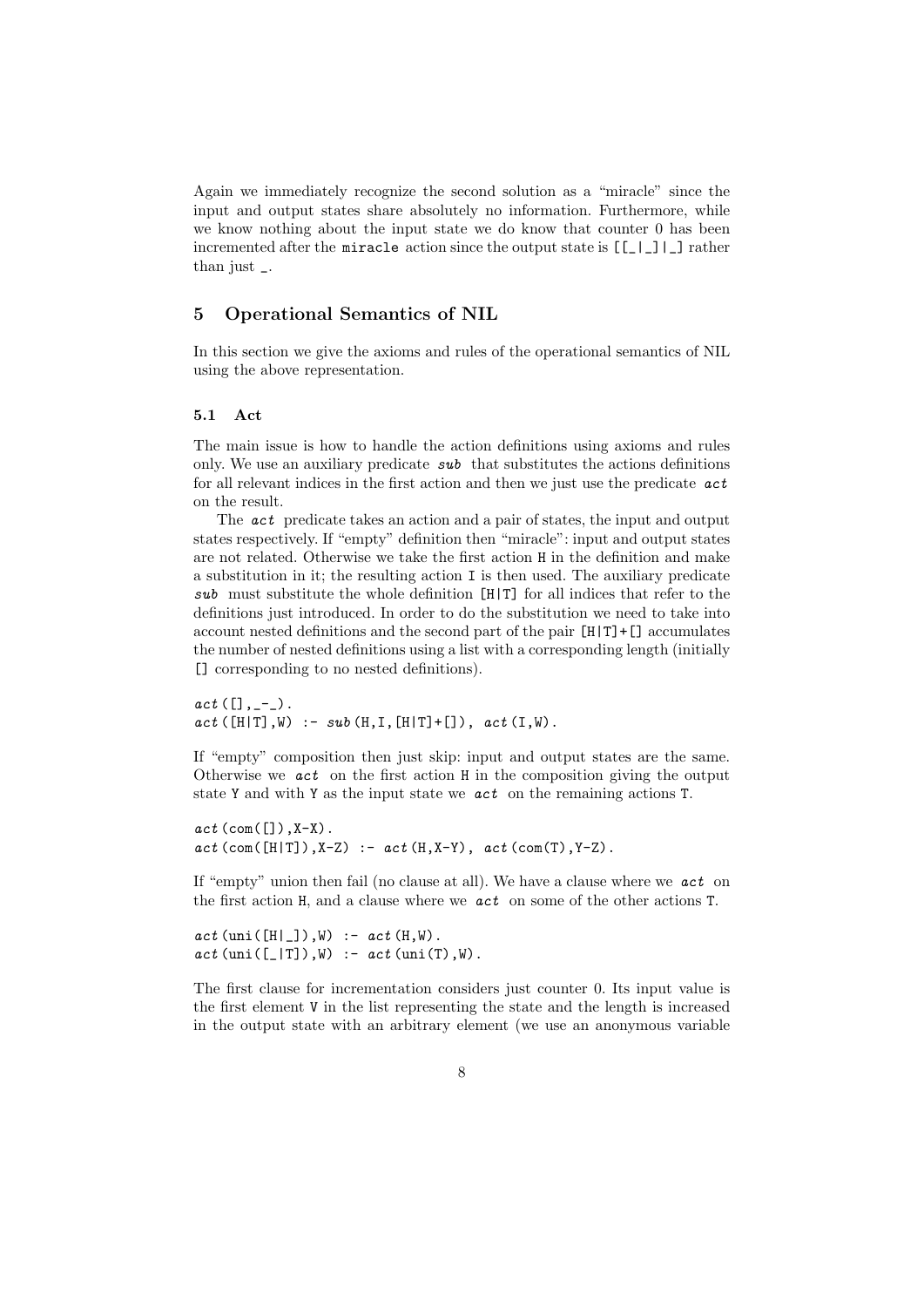Again we immediately recognize the second solution as a "miracle" since the input and output states share absolutely no information. Furthermore, while we know nothing about the input state we do know that counter 0 has been incremented after the `miracle` action since the output state is `[[_|_]|_]` rather than just `_`.

## 5 Operational Semantics of NIL

In this section we give the axioms and rules of the operational semantics of NIL using the above representation.

### 5.1 Act

The main issue is how to handle the action definitions using axioms and rules only. We use an auxiliary predicate *sub* that substitutes the actions definitions for all relevant indices in the first action and then we just use the predicate *act* on the result.

The *act* predicate takes an action and a pair of states, the input and output states respectively. If "empty" definition then "miracle": input and output states are not related. Otherwise we take the first action `H` in the definition and make a substitution in it; the resulting action `I` is then used. The auxiliary predicate *sub* must substitute the whole definition `[H|T]` for all indices that refer to the definitions just introduced. In order to do the substitution we need to take into account nested definitions and the second part of the pair `[H|T]+[]` accumulates the number of nested definitions using a list with a corresponding length (initially `[]` corresponding to no nested definitions).

```
act([],_-_).
act([H|T],W) :- sub(H,I,[H|T]+[]), act(I,W).
```

If "empty" composition then just skip: input and output states are the same. Otherwise we *act* on the first action `H` in the composition giving the output state `Y` and with `Y` as the input state we *act* on the remaining actions `T`.

```
act(com([]),X-X).
act(com([H|T]),X-Z) :- act(H,X-Y), act(com(T),Y-Z).
```

If "empty" union then fail (no clause at all). We have a clause where we *act* on the first action `H`, and a clause where we *act* on some of the other actions `T`.

```
act(uni([H|_]),W) :- act(H,W).
act(uni([_|T]),W) :- act(uni(T),W).
```

The first clause for incrementation considers just counter 0. Its input value is the first element `V` in the list representing the state and the length is increased in the output state with an arbitrary element (we use an anonymous variable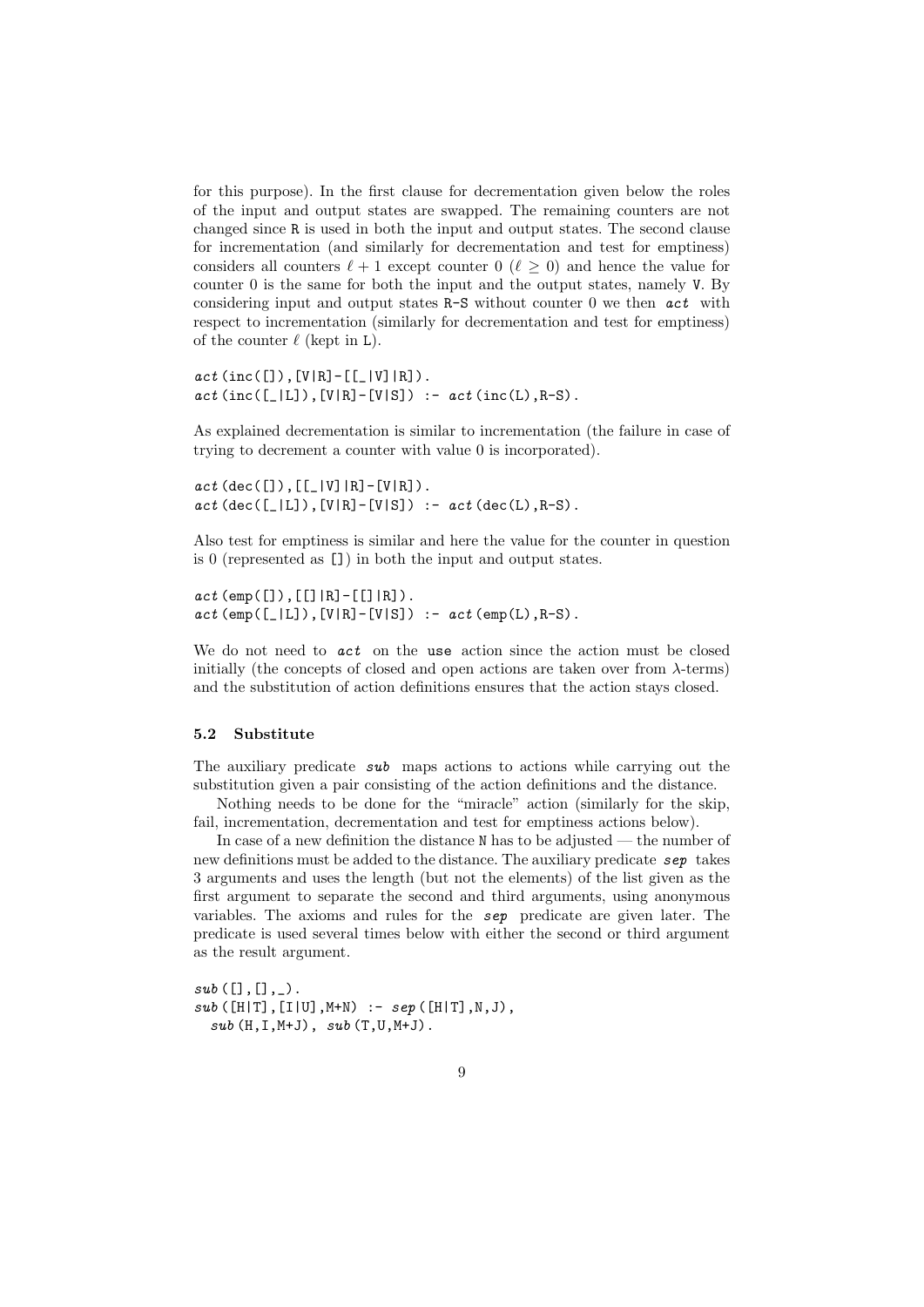for this purpose). In the first clause for decrementation given below the roles of the input and output states are swapped. The remaining counters are not changed since R is used in both the input and output states. The second clause for incrementation (and similarly for decrementation and test for emptiness) considers all counters $\ell + 1$ except counter 0 ($\ell \geq 0$) and hence the value for counter 0 is the same for both the input and the output states, namely V. By considering input and output states R-S without counter 0 we then *act* with respect to incrementation (similarly for decrementation and test for emptiness) of the counter $\ell$ (kept in L).

```
act(inc([]),[V|R]-[[_|V]|R]).
act(inc([_|L]),[V|R]-[V|S]) :- act(inc(L),R-S).
```

As explained decrementation is similar to incrementation (the failure in case of trying to decrement a counter with value 0 is incorporated).

```
act(dec([]),[[_|V]|R]-[V|R]).
act(dec([_|L]),[V|R]-[V|S]) :- act(dec(L),R-S).
```

Also test for emptiness is similar and here the value for the counter in question is 0 (represented as []) in both the input and output states.

```
act(emp([]),[[]|R]-[[]|R]).
act(emp([_|L]),[V|R]-[V|S]) :- act(emp(L),R-S).
```

We do not need to *act* on the use action since the action must be closed initially (the concepts of closed and open actions are taken over from $\lambda$-terms) and the substitution of action definitions ensures that the action stays closed.

### 5.2 Substitute

The auxiliary predicate *sub* maps actions to actions while carrying out the substitution given a pair consisting of the action definitions and the distance.

Nothing needs to be done for the "miracle" action (similarly for the skip, fail, incrementation, decrementation and test for emptiness actions below).

In case of a new definition the distance N has to be adjusted — the number of new definitions must be added to the distance. The auxiliary predicate *sep* takes 3 arguments and uses the length (but not the elements) of the list given as the first argument to separate the second and third arguments, using anonymous variables. The axioms and rules for the *sep* predicate are given later. The predicate is used several times below with either the second or third argument as the result argument.

```
sub([],[],_).
sub([H|T],[I|U],M+N) :- sep([H|T],N,J),
  sub(H,I,M+J), sub(T,U,M+J).
```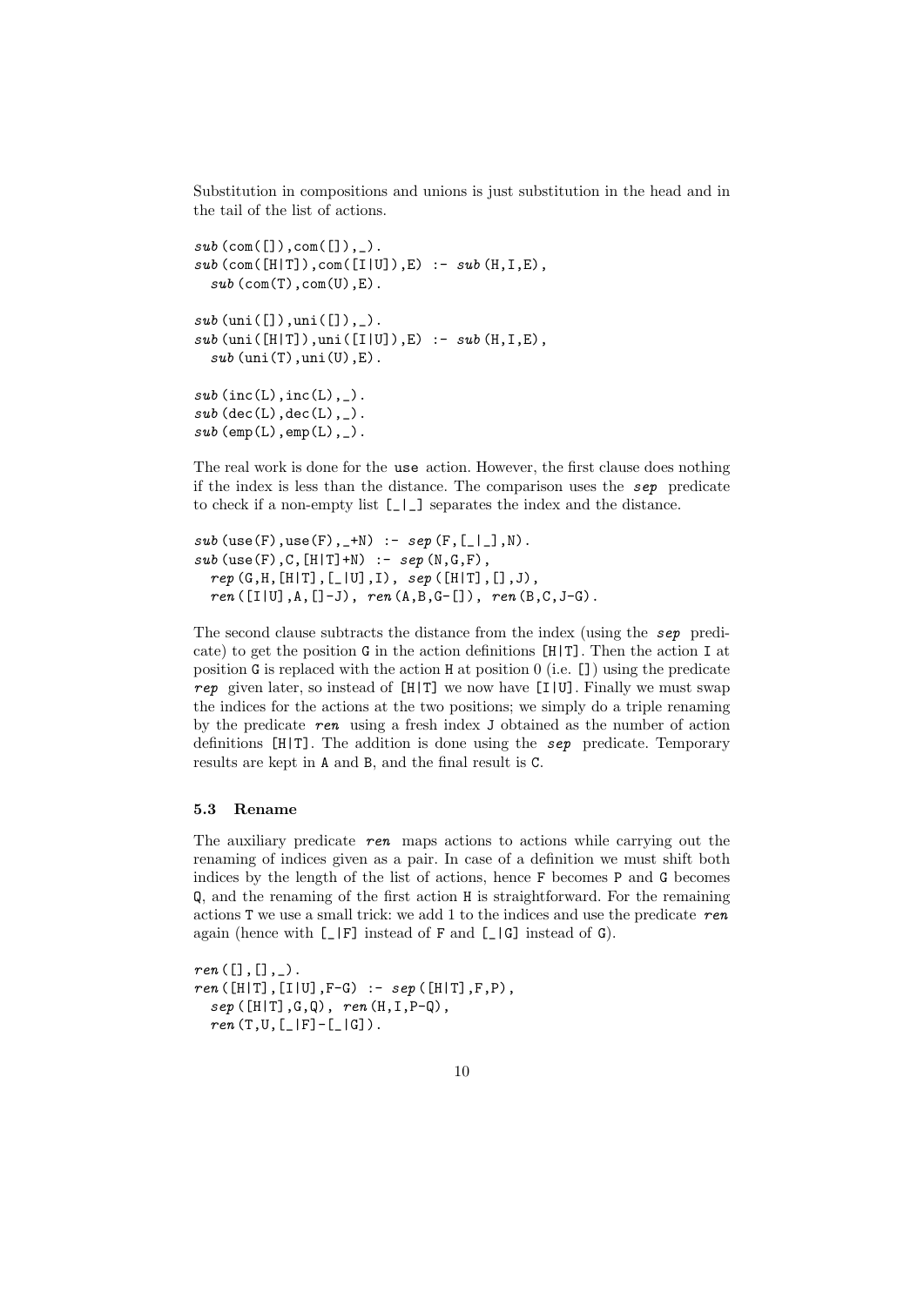Substitution in compositions and unions is just substitution in the head and in the tail of the list of actions.

```
sub(com([]),com([]),_).
sub(com([H|T]),com([I|U]),E) :- sub(H,I,E),
  sub(com(T),com(U),E).

sub(uni([]),uni([]),_).
sub(uni([H|T]),uni([I|U]),E) :- sub(H,I,E),
  sub(uni(T),uni(U),E).

sub(inc(L),inc(L),_).
sub(dec(L),dec(L),_).
sub(emp(L),emp(L),_).
```

The real work is done for the `use` action. However, the first clause does nothing if the index is less than the distance. The comparison uses the *sep* predicate to check if a non-empty list `[_|_]` separates the index and the distance.

```
sub(use(F),use(F),_+N) :- sep(F,[_|_],N).
sub(use(F),C,[H|T]+N) :- sep(N,G,F),
  rep(G,H,[H|T],[_|U],I), sep([H|T],[],J),
  ren([I|U],A,[]-J), ren(A,B,G-[]), ren(B,C,J-G).
```

The second clause subtracts the distance from the index (using the *sep* predicate) to get the position `G` in the action definitions `[H|T]`. Then the action `I` at position `G` is replaced with the action `H` at position 0 (i.e. `[]`) using the predicate *rep* given later, so instead of `[H|T]` we now have `[I|U]`. Finally we must swap the indices for the actions at the two positions; we simply do a triple renaming by the predicate *ren* using a fresh index `J` obtained as the number of action definitions `[H|T]`. The addition is done using the *sep* predicate. Temporary results are kept in `A` and `B`, and the final result is `C`.

### 5.3 Rename

The auxiliary predicate *ren* maps actions to actions while carrying out the renaming of indices given as a pair. In case of a definition we must shift both indices by the length of the list of actions, hence `F` becomes `P` and `G` becomes `Q`, and the renaming of the first action `H` is straightforward. For the remaining actions `T` we use a small trick: we add 1 to the indices and use the predicate *ren* again (hence with `[_|F]` instead of `F` and `[_|G]` instead of `G`).

```
ren([],[],_).
ren([H|T],[I|U],F-G) :- sep([H|T],F,P),
  sep([H|T],G,Q), ren(H,I,P-Q),
  ren(T,U,[_|F]-[_|G]).
```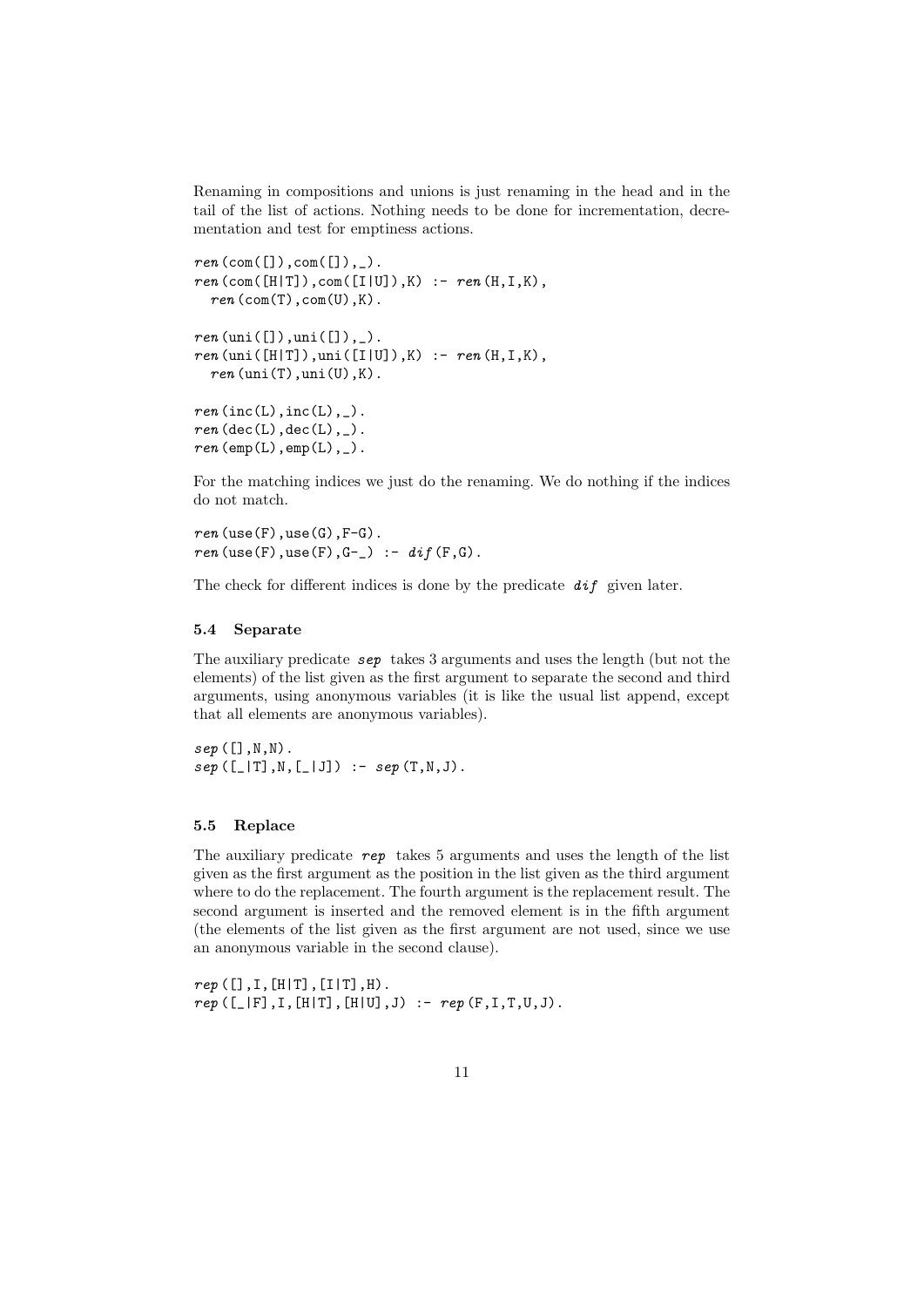Renaming in compositions and unions is just renaming in the head and in the tail of the list of actions. Nothing needs to be done for incrementation, decrementation and test for emptiness actions.

```
ren(com([]),com([]),_).
ren(com([H|T]),com([I|U]),K) :- ren(H,I,K),
  ren(com(T),com(U),K).

ren(uni([]),uni([]),_).
ren(uni([H|T]),uni([I|U]),K) :- ren(H,I,K),
  ren(uni(T),uni(U),K).

ren(inc(L),inc(L),_).
ren(dec(L),dec(L),_).
ren(emp(L),emp(L),_).
```

For the matching indices we just do the renaming. We do nothing if the indices do not match.

```
ren(use(F),use(G),F-G).
ren(use(F),use(F),G-_) :- dif(F,G).
```

The check for different indices is done by the predicate *dif* given later.

### 5.4 Separate

The auxiliary predicate *sep* takes 3 arguments and uses the length (but not the elements) of the list given as the first argument to separate the second and third arguments, using anonymous variables (it is like the usual list append, except that all elements are anonymous variables).

```
sep([],N,N).
sep([_|T],N,[_|J]) :- sep(T,N,J).
```

### 5.5 Replace

The auxiliary predicate *rep* takes 5 arguments and uses the length of the list given as the first argument as the position in the list given as the third argument where to do the replacement. The fourth argument is the replacement result. The second argument is inserted and the removed element is in the fifth argument (the elements of the list given as the first argument are not used, since we use an anonymous variable in the second clause).

```
rep([],I,[H|T],[I|T],H).
rep([_|F],I,[H|T],[H|U],J) :- rep(F,I,T,U,J).
```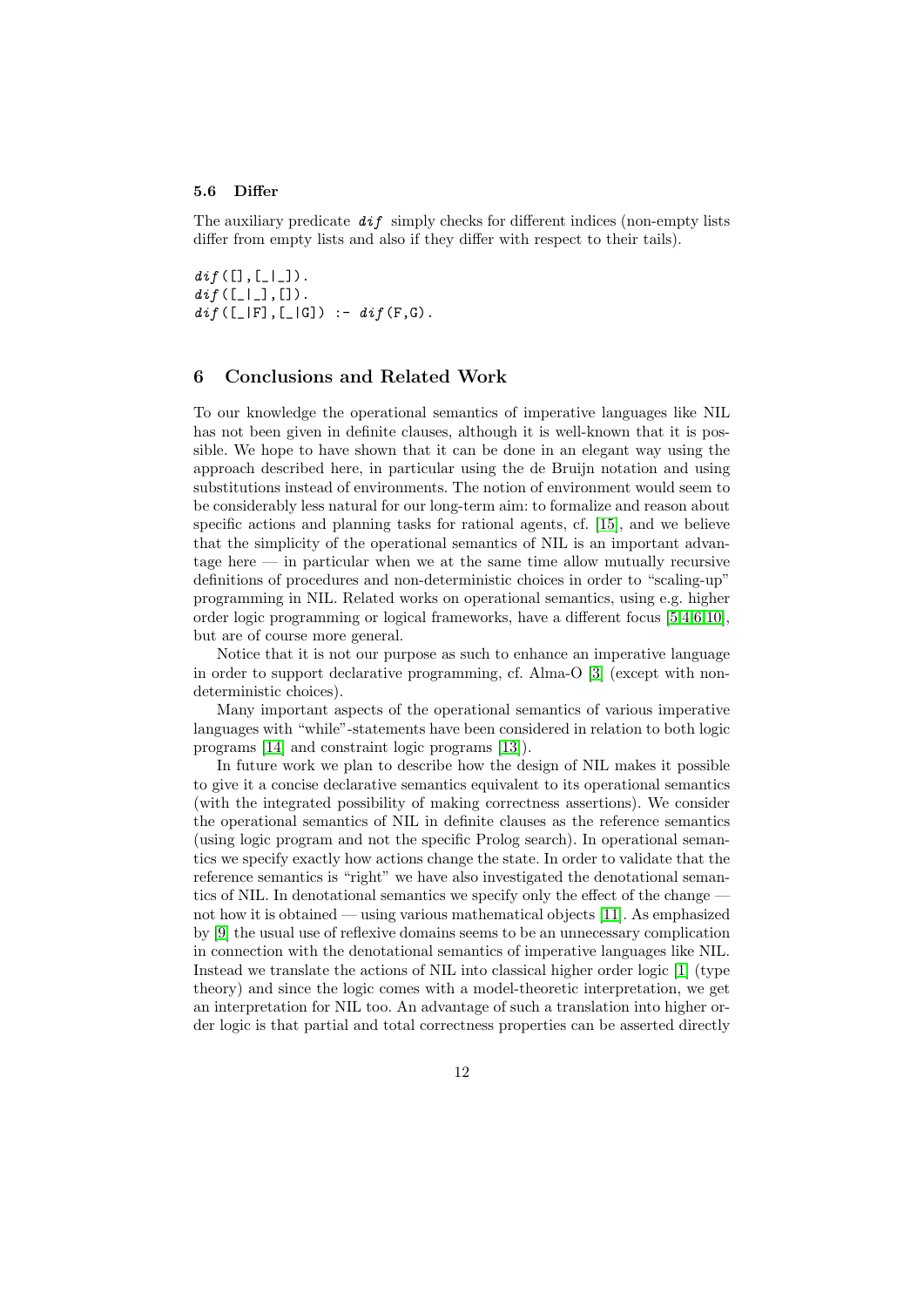### 5.6 Differ

The auxiliary predicate *dif* simply checks for different indices (non-empty lists differ from empty lists and also if they differ with respect to their tails).

```
dif([],[_|_]).
dif([_|_],[]).
dif([_|F],[_|G]) :- dif(F,G).
```

## 6 Conclusions and Related Work

To our knowledge the operational semantics of imperative languages like NIL has not been given in definite clauses, although it is well-known that it is possible. We hope to have shown that it can be done in an elegant way using the approach described here, in particular using the de Bruijn notation and using substitutions instead of environments. The notion of environment would seem to be considerably less natural for our long-term aim: to formalize and reason about specific actions and planning tasks for rational agents, cf. [15], and we believe that the simplicity of the operational semantics of NIL is an important advantage here — in particular when we at the same time allow mutually recursive definitions of procedures and non-deterministic choices in order to "scaling-up" programming in NIL. Related works on operational semantics, using e.g. higher order logic programming or logical frameworks, have a different focus [5,4,6,10], but are of course more general.

Notice that it is not our purpose as such to enhance an imperative language in order to support declarative programming, cf. Alma-O [3] (except with non-deterministic choices).

Many important aspects of the operational semantics of various imperative languages with "while"-statements have been considered in relation to both logic programs [14] and constraint logic programs [13]).

In future work we plan to describe how the design of NIL makes it possible to give it a concise declarative semantics equivalent to its operational semantics (with the integrated possibility of making correctness assertions). We consider the operational semantics of NIL in definite clauses as the reference semantics (using logic program and not the specific Prolog search). In operational semantics we specify exactly how actions change the state. In order to validate that the reference semantics is "right" we have also investigated the denotational semantics of NIL. In denotational semantics we specify only the effect of the change — not how it is obtained — using various mathematical objects [11]. As emphasized by [9] the usual use of reflexive domains seems to be an unnecessary complication in connection with the denotational semantics of imperative languages like NIL. Instead we translate the actions of NIL into classical higher order logic [1] (type theory) and since the logic comes with a model-theoretic interpretation, we get an interpretation for NIL too. An advantage of such a translation into higher order logic is that partial and total correctness properties can be asserted directly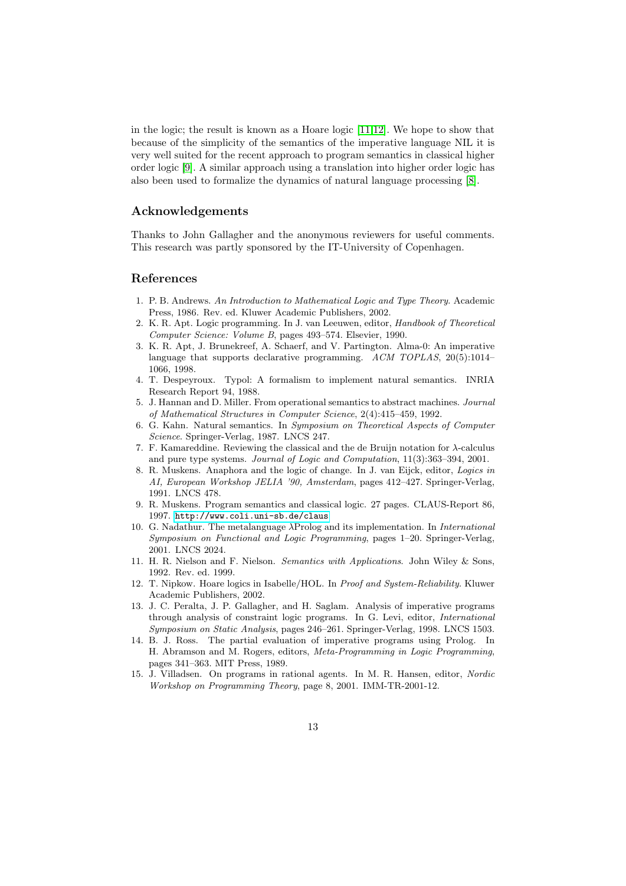in the logic; the result is known as a Hoare logic [11,12]. We hope to show that because of the simplicity of the semantics of the imperative language NIL it is very well suited for the recent approach to program semantics in classical higher order logic [9]. A similar approach using a translation into higher order logic has also been used to formalize the dynamics of natural language processing [8].

## Acknowledgements

Thanks to John Gallagher and the anonymous reviewers for useful comments. This research was partly sponsored by the IT-University of Copenhagen.

## References

1. P. B. Andrews. *An Introduction to Mathematical Logic and Type Theory*. Academic Press, 1986. Rev. ed. Kluwer Academic Publishers, 2002.
2. K. R. Apt. Logic programming. In J. van Leeuwen, editor, *Handbook of Theoretical Computer Science: Volume B*, pages 493–574. Elsevier, 1990.
3. K. R. Apt, J. Brunekreef, A. Schaerf, and V. Partington. Alma-0: An imperative language that supports declarative programming. *ACM TOPLAS*, 20(5):1014–1066, 1998.
4. T. Despeyroux. Typol: A formalism to implement natural semantics. INRIA Research Report 94, 1988.
5. J. Hannan and D. Miller. From operational semantics to abstract machines. *Journal of Mathematical Structures in Computer Science*, 2(4):415–459, 1992.
6. G. Kahn. Natural semantics. In *Symposium on Theoretical Aspects of Computer Science*. Springer-Verlag, 1987. LNCS 247.
7. F. Kamareddine. Reviewing the classical and the de Bruijn notation for λ-calculus and pure type systems. *Journal of Logic and Computation*, 11(3):363–394, 2001.
8. R. Muskens. Anaphora and the logic of change. In J. van Eijck, editor, *Logics in AI, European Workshop JELIA '90, Amsterdam*, pages 412–427. Springer-Verlag, 1991. LNCS 478.
9. R. Muskens. Program semantics and classical logic. 27 pages. CLAUS-Report 86, 1997. http://www.coli.uni-sb.de/claus
10. G. Nadathur. The metalanguage λProlog and its implementation. In *International Symposium on Functional and Logic Programming*, pages 1–20. Springer-Verlag, 2001. LNCS 2024.
11. H. R. Nielson and F. Nielson. *Semantics with Applications*. John Wiley & Sons, 1992. Rev. ed. 1999.
12. T. Nipkow. Hoare logics in Isabelle/HOL. In *Proof and System-Reliability*. Kluwer Academic Publishers, 2002.
13. J. C. Peralta, J. P. Gallagher, and H. Saglam. Analysis of imperative programs through analysis of constraint logic programs. In G. Levi, editor, *International Symposium on Static Analysis*, pages 246–261. Springer-Verlag, 1998. LNCS 1503.
14. B. J. Ross. The partial evaluation of imperative programs using Prolog. In H. Abramson and M. Rogers, editors, *Meta-Programming in Logic Programming*, pages 341–363. MIT Press, 1989.
15. J. Villadsen. On programs in rational agents. In M. R. Hansen, editor, *Nordic Workshop on Programming Theory*, page 8, 2001. IMM-TR-2001-12.